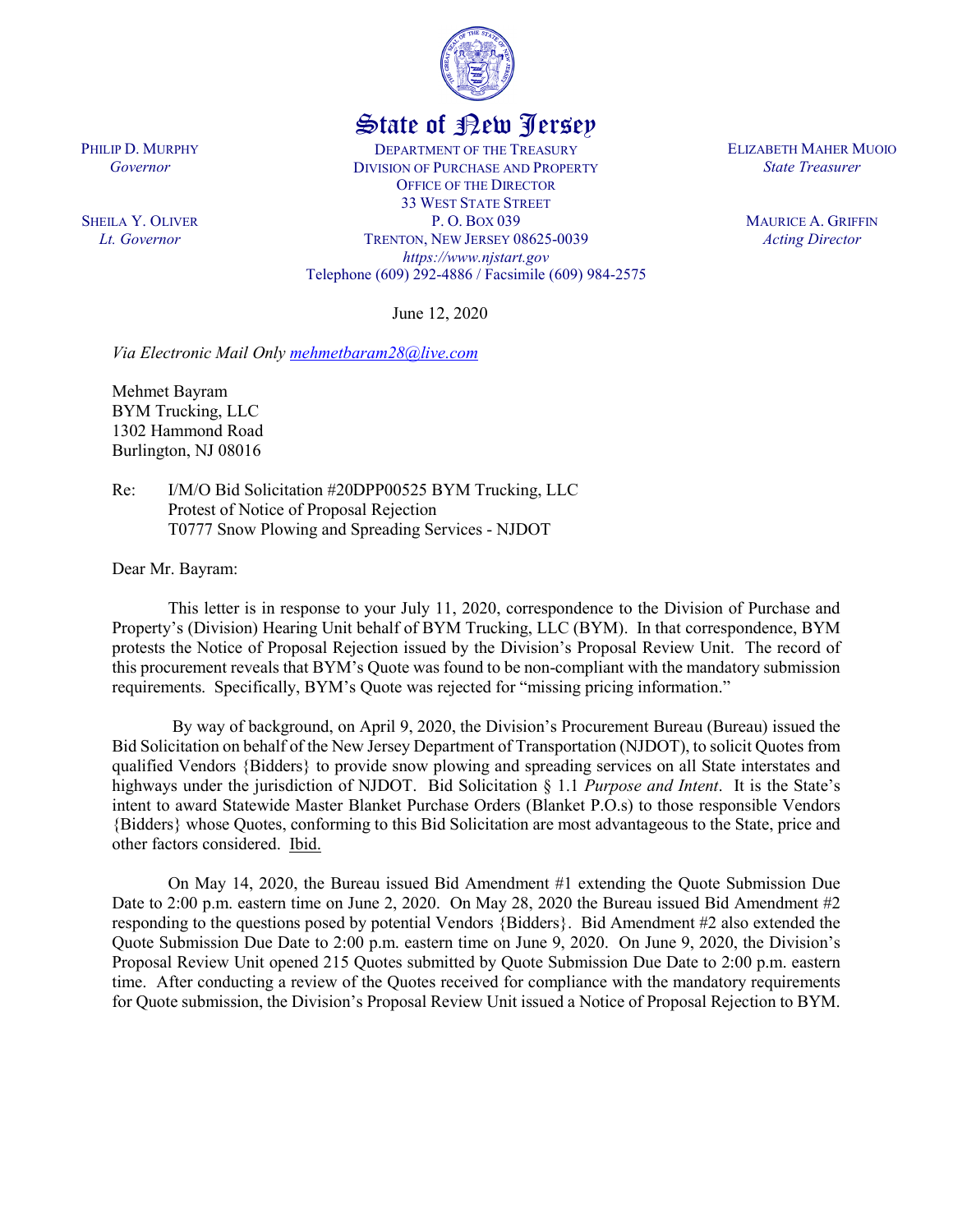# State of New Jersey

PHILIP D. MURPHY
*Governor*

SHEILA Y. OLIVER
*Lt. Governor*

DEPARTMENT OF THE TREASURY
DIVISION OF PURCHASE AND PROPERTY
OFFICE OF THE DIRECTOR
33 WEST STATE STREET
P. O. BOX 039
TRENTON, NEW JERSEY 08625-0039
*https://www.njstart.gov*
Telephone (609) 292-4886 / Facsimile (609) 984-2575

ELIZABETH MAHER MUOIO
*State Treasurer*

MAURICE A. GRIFFIN
*Acting Director*

June 12, 2020

*Via Electronic Mail Only mehmetbaram28@live.com*

Mehmet Bayram
BYM Trucking, LLC
1302 Hammond Road
Burlington, NJ 08016

Re: I/M/O Bid Solicitation #20DPP00525 BYM Trucking, LLC
Protest of Notice of Proposal Rejection
T0777 Snow Plowing and Spreading Services - NJDOT

Dear Mr. Bayram:

This letter is in response to your July 11, 2020, correspondence to the Division of Purchase and Property's (Division) Hearing Unit behalf of BYM Trucking, LLC (BYM). In that correspondence, BYM protests the Notice of Proposal Rejection issued by the Division's Proposal Review Unit. The record of this procurement reveals that BYM's Quote was found to be non-compliant with the mandatory submission requirements. Specifically, BYM's Quote was rejected for "missing pricing information."

By way of background, on April 9, 2020, the Division's Procurement Bureau (Bureau) issued the Bid Solicitation on behalf of the New Jersey Department of Transportation (NJDOT), to solicit Quotes from qualified Vendors {Bidders} to provide snow plowing and spreading services on all State interstates and highways under the jurisdiction of NJDOT. Bid Solicitation § 1.1 *Purpose and Intent*. It is the State's intent to award Statewide Master Blanket Purchase Orders (Blanket P.O.s) to those responsible Vendors {Bidders} whose Quotes, conforming to this Bid Solicitation are most advantageous to the State, price and other factors considered. Ibid.

On May 14, 2020, the Bureau issued Bid Amendment #1 extending the Quote Submission Due Date to 2:00 p.m. eastern time on June 2, 2020. On May 28, 2020 the Bureau issued Bid Amendment #2 responding to the questions posed by potential Vendors {Bidders}. Bid Amendment #2 also extended the Quote Submission Due Date to 2:00 p.m. eastern time on June 9, 2020. On June 9, 2020, the Division's Proposal Review Unit opened 215 Quotes submitted by Quote Submission Due Date to 2:00 p.m. eastern time. After conducting a review of the Quotes received for compliance with the mandatory requirements for Quote submission, the Division's Proposal Review Unit issued a Notice of Proposal Rejection to BYM.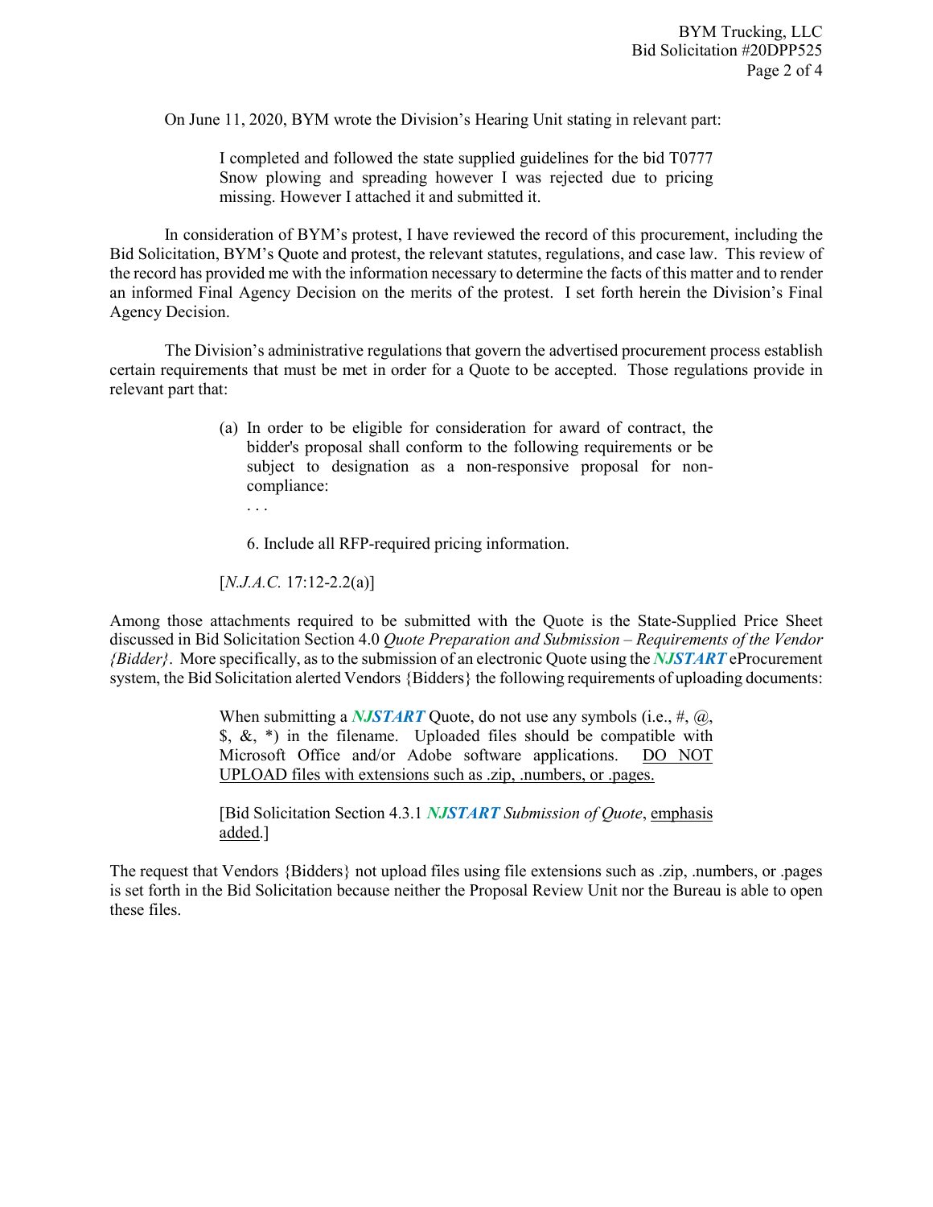On June 11, 2020, BYM wrote the Division's Hearing Unit stating in relevant part:

> I completed and followed the state supplied guidelines for the bid T0777 Snow plowing and spreading however I was rejected due to pricing missing. However I attached it and submitted it.

In consideration of BYM's protest, I have reviewed the record of this procurement, including the Bid Solicitation, BYM's Quote and protest, the relevant statutes, regulations, and case law. This review of the record has provided me with the information necessary to determine the facts of this matter and to render an informed Final Agency Decision on the merits of the protest. I set forth herein the Division's Final Agency Decision.

The Division's administrative regulations that govern the advertised procurement process establish certain requirements that must be met in order for a Quote to be accepted. Those regulations provide in relevant part that:

> (a) In order to be eligible for consideration for award of contract, the bidder's proposal shall conform to the following requirements or be subject to designation as a non-responsive proposal for non-compliance:
>
> . . .
>
> 6. Include all RFP-required pricing information.
>
> [*N.J.A.C.* 17:12-2.2(a)]

Among those attachments required to be submitted with the Quote is the State-Supplied Price Sheet discussed in Bid Solicitation Section 4.0 *Quote Preparation and Submission – Requirements of the Vendor {Bidder}*. More specifically, as to the submission of an electronic Quote using the ***NJSTART*** eProcurement system, the Bid Solicitation alerted Vendors {Bidders} the following requirements of uploading documents:

> When submitting a ***NJSTART*** Quote, do not use any symbols (i.e., #, @, $, &, *) in the filename. Uploaded files should be compatible with Microsoft Office and/or Adobe software applications. <u>DO NOT UPLOAD files with extensions such as .zip, .numbers, or .pages.</u>
>
> [Bid Solicitation Section 4.3.1 ***NJSTART*** *Submission of Quote*, <u>emphasis added</u>.]

The request that Vendors {Bidders} not upload files using file extensions such as .zip, .numbers, or .pages is set forth in the Bid Solicitation because neither the Proposal Review Unit nor the Bureau is able to open these files.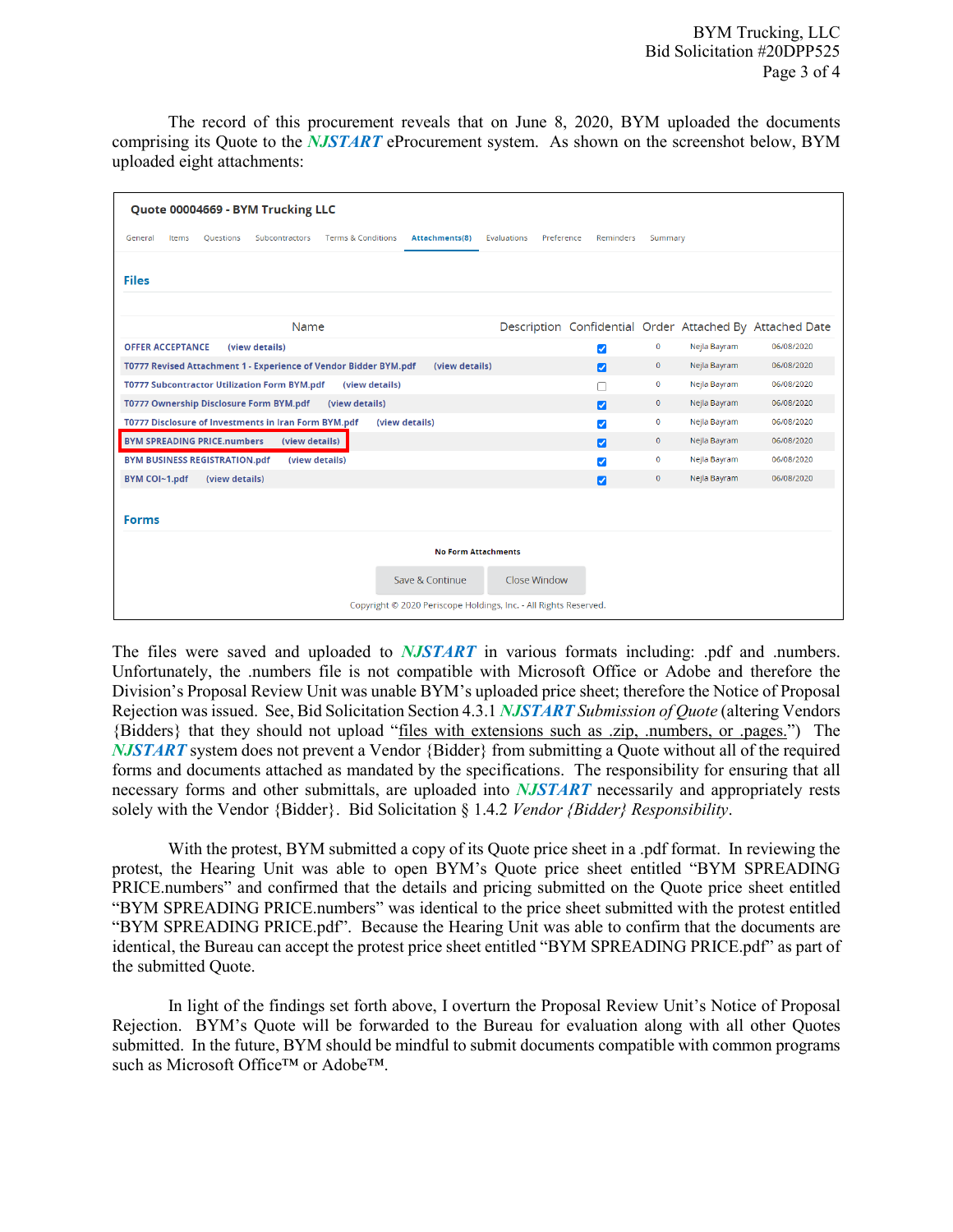The record of this procurement reveals that on June 8, 2020, BYM uploaded the documents comprising its Quote to the ***NJSTART*** eProcurement system. As shown on the screenshot below, BYM uploaded eight attachments:

**Quote 00004669 - BYM Trucking LLC**

General | Items | Questions | Subcontractors | Terms & Conditions | **Attachments(8)** | Evaluations | Preference | Reminders | Summary

**Files**

| Name | Description | Confidential | Order | Attached By | Attached Date |
|---|---|---|---|---|---|
| OFFER ACCEPTANCE (view details) | | ☑ | 0 | Nejla Bayram | 06/08/2020 |
| T0777 Revised Attachment 1 - Experience of Vendor Bidder BYM.pdf (view details) | | ☑ | 0 | Nejla Bayram | 06/08/2020 |
| T0777 Subcontractor Utilization Form BYM.pdf (view details) | | ☐ | 0 | Nejla Bayram | 06/08/2020 |
| T0777 Ownership Disclosure Form BYM.pdf (view details) | | ☑ | 0 | Nejla Bayram | 06/08/2020 |
| T0777 Disclosure of Investments in Iran Form BYM.pdf (view details) | | ☑ | 0 | Nejla Bayram | 06/08/2020 |
| BYM SPREADING PRICE.numbers (view details) | | ☑ | 0 | Nejla Bayram | 06/08/2020 |
| BYM BUSINESS REGISTRATION.pdf (view details) | | ☑ | 0 | Nejla Bayram | 06/08/2020 |
| BYM COI~1.pdf (view details) | | ☑ | 0 | Nejla Bayram | 06/08/2020 |

**Forms**

No Form Attachments

Save & Continue | Close Window

Copyright © 2020 Periscope Holdings, Inc. - All Rights Reserved.

The files were saved and uploaded to ***NJSTART*** in various formats including: .pdf and .numbers. Unfortunately, the .numbers file is not compatible with Microsoft Office or Adobe and therefore the Division's Proposal Review Unit was unable BYM's uploaded price sheet; therefore the Notice of Proposal Rejection was issued. See, Bid Solicitation Section 4.3.1 ***NJSTART*** *Submission of Quote* (altering Vendors {Bidders} that they should not upload "files with extensions such as .zip, .numbers, or .pages.") The ***NJSTART*** system does not prevent a Vendor {Bidder} from submitting a Quote without all of the required forms and documents attached as mandated by the specifications. The responsibility for ensuring that all necessary forms and other submittals, are uploaded into ***NJSTART*** necessarily and appropriately rests solely with the Vendor {Bidder}. Bid Solicitation § 1.4.2 *Vendor {Bidder} Responsibility*.

With the protest, BYM submitted a copy of its Quote price sheet in a .pdf format. In reviewing the protest, the Hearing Unit was able to open BYM's Quote price sheet entitled "BYM SPREADING PRICE.numbers" and confirmed that the details and pricing submitted on the Quote price sheet entitled "BYM SPREADING PRICE.numbers" was identical to the price sheet submitted with the protest entitled "BYM SPREADING PRICE.pdf". Because the Hearing Unit was able to confirm that the documents are identical, the Bureau can accept the protest price sheet entitled "BYM SPREADING PRICE.pdf" as part of the submitted Quote.

In light of the findings set forth above, I overturn the Proposal Review Unit's Notice of Proposal Rejection. BYM's Quote will be forwarded to the Bureau for evaluation along with all other Quotes submitted. In the future, BYM should be mindful to submit documents compatible with common programs such as Microsoft Office™ or Adobe™.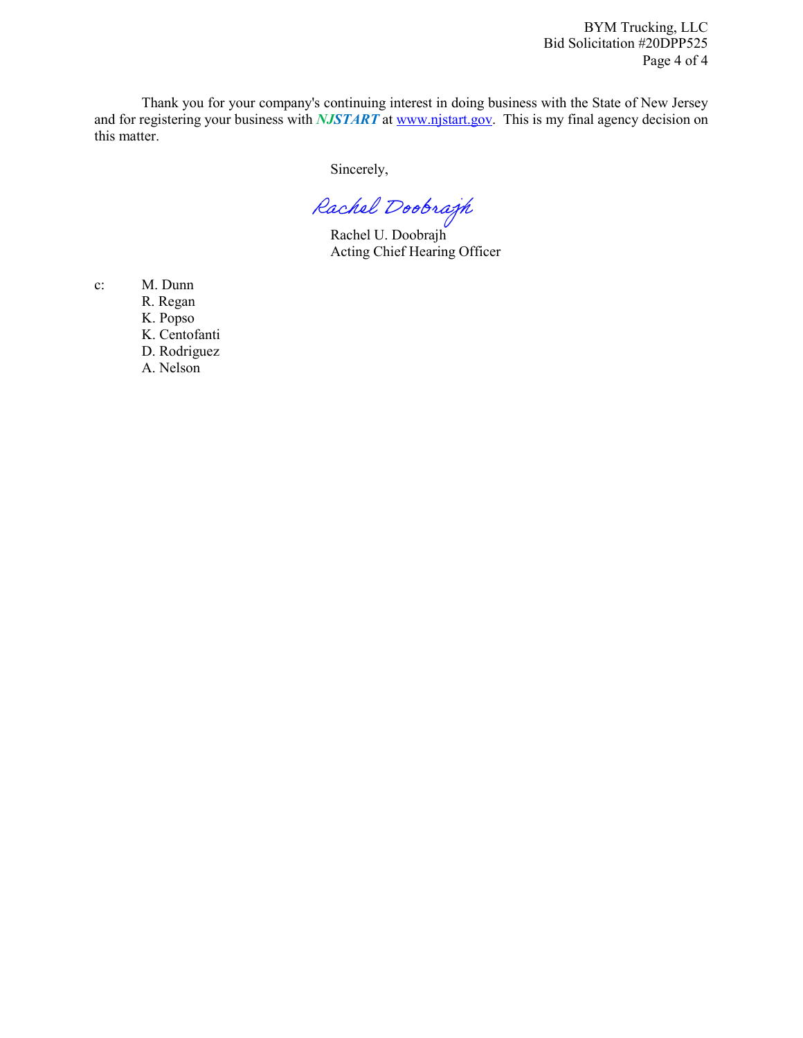Thank you for your company's continuing interest in doing business with the State of New Jersey and for registering your business with ***NJSTART*** at [www.njstart.gov](http://www.njstart.gov). This is my final agency decision on this matter.

Sincerely,

Rachel Doobrajh

Rachel U. Doobrajh
Acting Chief Hearing Officer

c: M. Dunn
R. Regan
K. Popso
K. Centofanti
D. Rodriguez
A. Nelson